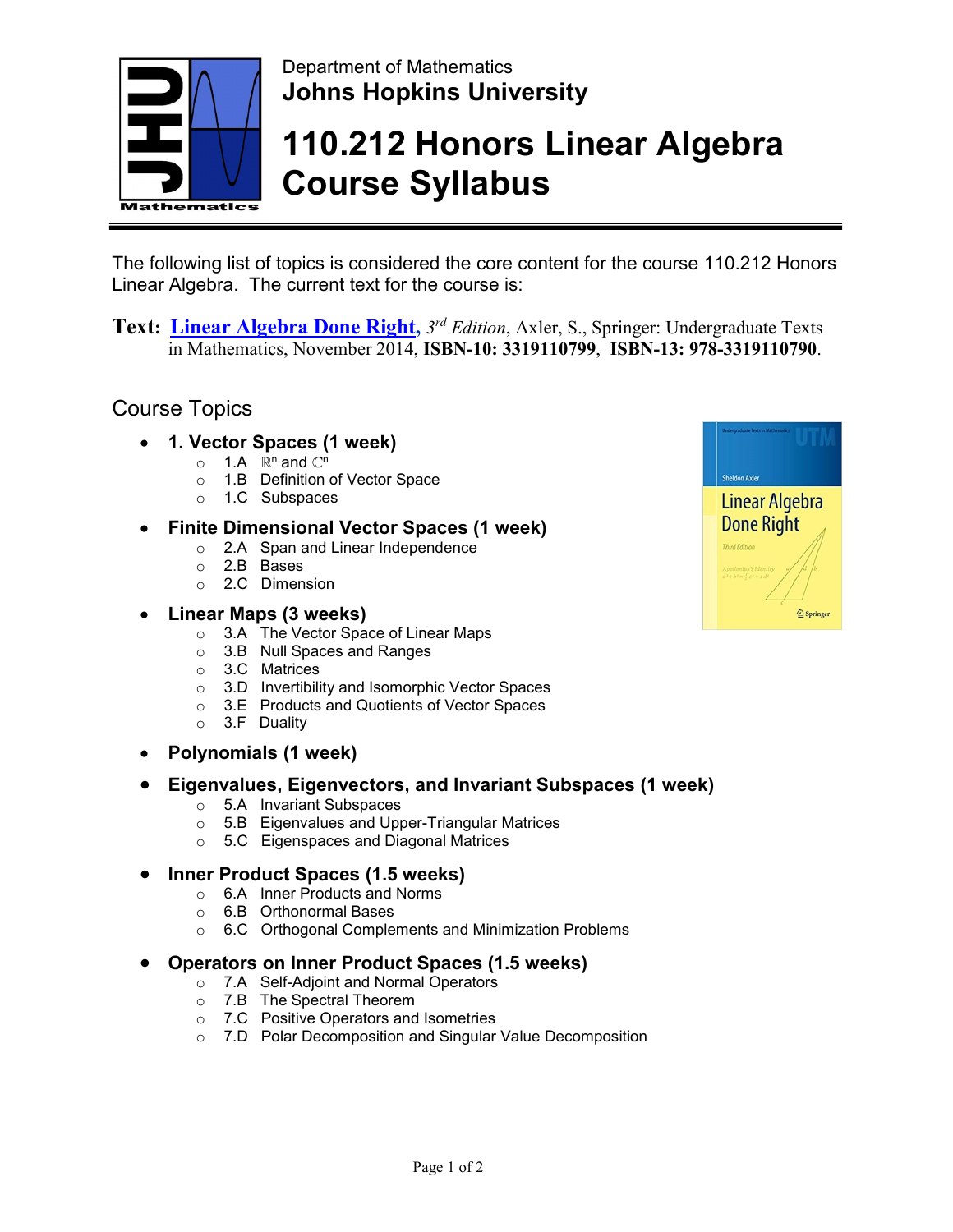Department of Mathematics

**Johns Hopkins University**

# 110.212 Honors Linear Algebra Course Syllabus

The following list of topics is considered the core content for the course 110.212 Honors Linear Algebra. The current text for the course is:

**Text:** **Linear Algebra Done Right,** *3rd Edition*, Axler, S., Springer: Undergraduate Texts in Mathematics, November 2014, **ISBN-10: 3319110799**, **ISBN-13: 978-3319110790**.

## Course Topics

- **1. Vector Spaces (1 week)**
  - 1.A $\mathbb{R}^n$ and $\mathbb{C}^n$
  - 1.B Definition of Vector Space
  - 1.C Subspaces
- **Finite Dimensional Vector Spaces (1 week)**
  - 2.A Span and Linear Independence
  - 2.B Bases
  - 2.C Dimension
- **Linear Maps (3 weeks)**
  - 3.A The Vector Space of Linear Maps
  - 3.B Null Spaces and Ranges
  - 3.C Matrices
  - 3.D Invertibility and Isomorphic Vector Spaces
  - 3.E Products and Quotients of Vector Spaces
  - 3.F Duality
- **Polynomials (1 week)**
- **Eigenvalues, Eigenvectors, and Invariant Subspaces (1 week)**
  - 5.A Invariant Subspaces
  - 5.B Eigenvalues and Upper-Triangular Matrices
  - 5.C Eigenspaces and Diagonal Matrices
- **Inner Product Spaces (1.5 weeks)**
  - 6.A Inner Products and Norms
  - 6.B Orthonormal Bases
  - 6.C Orthogonal Complements and Minimization Problems
- **Operators on Inner Product Spaces (1.5 weeks)**
  - 7.A Self-Adjoint and Normal Operators
  - 7.B The Spectral Theorem
  - 7.C Positive Operators and Isometries
  - 7.D Polar Decomposition and Singular Value Decomposition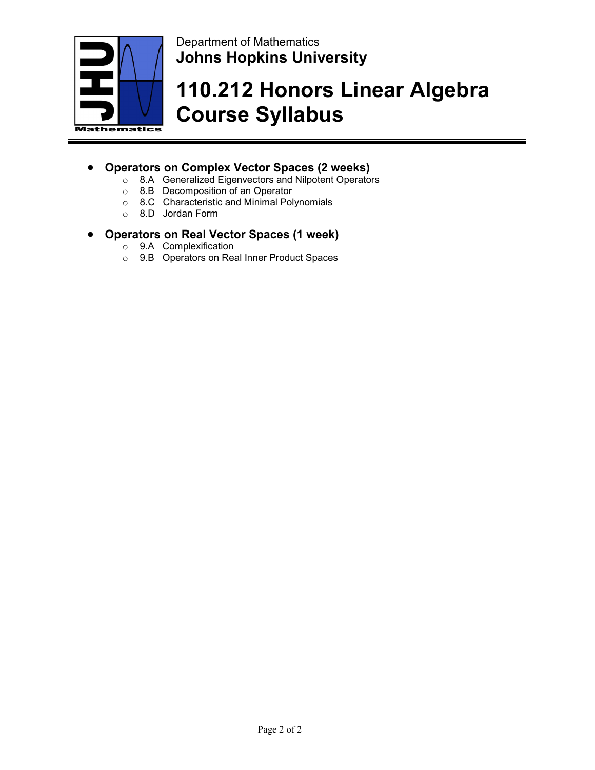Department of Mathematics
**Johns Hopkins University**

# 110.212 Honors Linear Algebra Course Syllabus

- **Operators on Complex Vector Spaces (2 weeks)**
  - 8.A Generalized Eigenvectors and Nilpotent Operators
  - 8.B Decomposition of an Operator
  - 8.C Characteristic and Minimal Polynomials
  - 8.D Jordan Form
- **Operators on Real Vector Spaces (1 week)**
  - 9.A Complexification
  - 9.B Operators on Real Inner Product Spaces